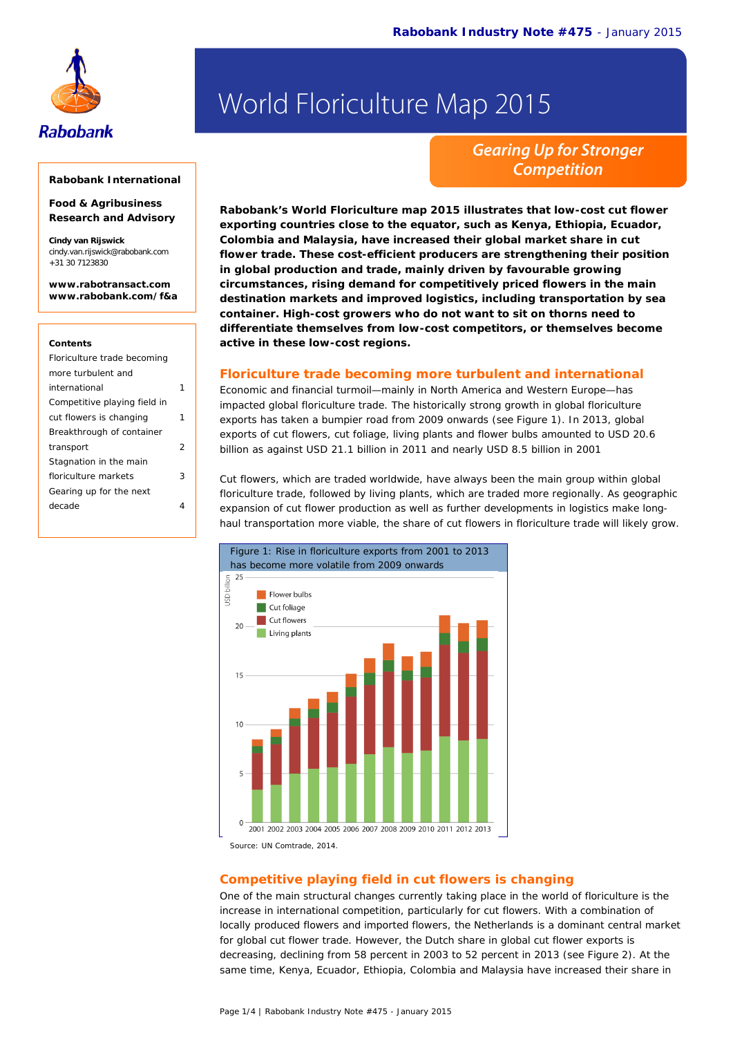# World Floriculture Map 2015

## Gearing Up for Stronger Competition

**Rabobank International**

**Food & Agribusiness Research and Advisory**

**Cindy van Rijswick**
cindy.van.rijswick@rabobank.com
+31 30 7123830

**www.rabotransact.com**
**www.rabobank.com/f&a**

**Contents**

| | |
|---|---|
| Floriculture trade becoming more turbulent and international | 1 |
| Competitive playing field in cut flowers is changing | 1 |
| Breakthrough of container transport | 2 |
| Stagnation in the main floriculture markets | 3 |
| Gearing up for the next decade | 4 |

**Rabobank's World Floriculture map 2015 illustrates that low-cost cut flower exporting countries close to the equator, such as Kenya, Ethiopia, Ecuador, Colombia and Malaysia, have increased their global market share in cut flower trade. These cost-efficient producers are strengthening their position in global production and trade, mainly driven by favourable growing circumstances, rising demand for competitively priced flowers in the main destination markets and improved logistics, including transportation by sea container. High-cost growers who do not want to sit on thorns need to differentiate themselves from low-cost competitors, or themselves become active in these low-cost regions.**

## Floriculture trade becoming more turbulent and international

Economic and financial turmoil—mainly in North America and Western Europe—has impacted global floriculture trade. The historically strong growth in global floriculture exports has taken a bumpier road from 2009 onwards (see Figure 1). In 2013, global exports of cut flowers, cut foliage, living plants and flower bulbs amounted to USD 20.6 billion as against USD 21.1 billion in 2011 and nearly USD 8.5 billion in 2001

Cut flowers, which are traded worldwide, have always been the main group within global floriculture trade, followed by living plants, which are traded more regionally. As geographic expansion of cut flower production as well as further developments in logistics make long-haul transportation more viable, the share of cut flowers in floriculture trade will likely grow.

Figure 1: Rise in floriculture exports from 2001 to 2013 has become more volatile from 2009 onwards

Source: UN Comtrade, 2014.

## Competitive playing field in cut flowers is changing

One of the main structural changes currently taking place in the world of floriculture is the increase in international competition, particularly for cut flowers. With a combination of locally produced flowers and imported flowers, the Netherlands is a dominant central market for global cut flower trade. However, the Dutch share in global cut flower exports is decreasing, declining from 58 percent in 2003 to 52 percent in 2013 (see Figure 2). At the same time, Kenya, Ecuador, Ethiopia, Colombia and Malaysia have increased their share in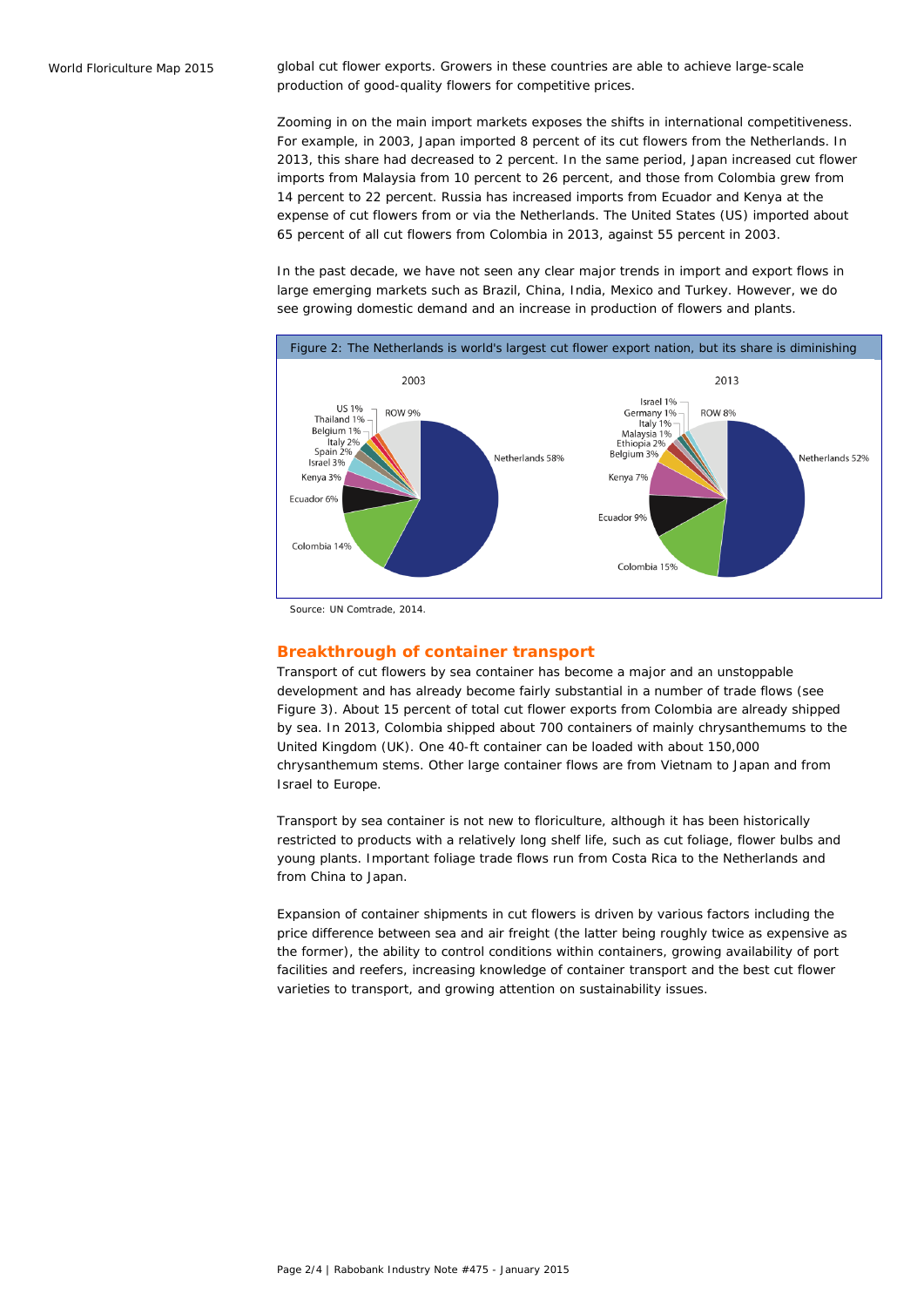global cut flower exports. Growers in these countries are able to achieve large-scale production of good-quality flowers for competitive prices.

Zooming in on the main import markets exposes the shifts in international competitiveness. For example, in 2003, Japan imported 8 percent of its cut flowers from the Netherlands. In 2013, this share had decreased to 2 percent. In the same period, Japan increased cut flower imports from Malaysia from 10 percent to 26 percent, and those from Colombia grew from 14 percent to 22 percent. Russia has increased imports from Ecuador and Kenya at the expense of cut flowers from or via the Netherlands. The United States (US) imported about 65 percent of all cut flowers from Colombia in 2013, against 55 percent in 2003.

In the past decade, we have not seen any clear major trends in import and export flows in large emerging markets such as Brazil, China, India, Mexico and Turkey. However, we do see growing domestic demand and an increase in production of flowers and plants.

Figure 2: The Netherlands is world's largest cut flower export nation, but its share is diminishing

| 2003 | | 2013 | |
|---|---|---|---|
| Netherlands | 58% | Netherlands | 52% |
| Colombia | 14% | Colombia | 15% |
| Ecuador | 6% | Ecuador | 9% |
| Kenya | 3% | Kenya | 7% |
| Israel | 3% | Belgium | 3% |
| Spain | 2% | Ethiopia | 2% |
| Italy | 2% | Malaysia | 1% |
| Belgium | 1% | Italy | 1% |
| Thailand | 1% | Germany | 1% |
| US | 1% | Israel | 1% |
| ROW | 9% | ROW | 8% |

Source: UN Comtrade, 2014.

## Breakthrough of container transport

Transport of cut flowers by sea container has become a major and an unstoppable development and has already become fairly substantial in a number of trade flows (see Figure 3). About 15 percent of total cut flower exports from Colombia are already shipped by sea. In 2013, Colombia shipped about 700 containers of mainly chrysanthemums to the United Kingdom (UK). One 40-ft container can be loaded with about 150,000 chrysanthemum stems. Other large container flows are from Vietnam to Japan and from Israel to Europe.

Transport by sea container is not new to floriculture, although it has been historically restricted to products with a relatively long shelf life, such as cut foliage, flower bulbs and young plants. Important foliage trade flows run from Costa Rica to the Netherlands and from China to Japan.

Expansion of container shipments in cut flowers is driven by various factors including the price difference between sea and air freight (the latter being roughly twice as expensive as the former), the ability to control conditions within containers, growing availability of port facilities and reefers, increasing knowledge of container transport and the best cut flower varieties to transport, and growing attention on sustainability issues.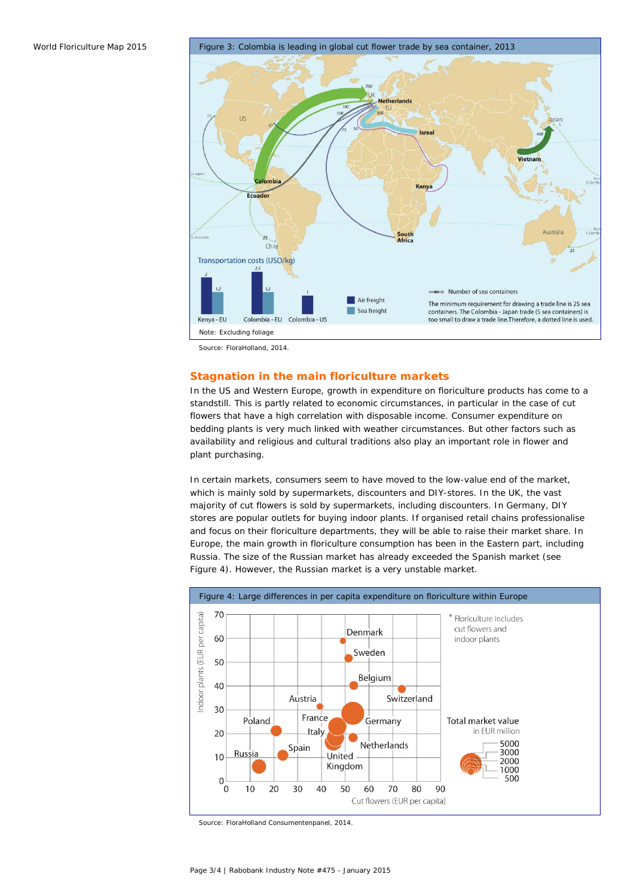Figure 3: Colombia is leading in global cut flower trade by sea container, 2013

Note: Excluding foliage

Source: FloraHolland, 2014.

## Stagnation in the main floriculture markets

In the US and Western Europe, growth in expenditure on floriculture products has come to a standstill. This is partly related to economic circumstances, in particular in the case of cut flowers that have a high correlation with disposable income. Consumer expenditure on bedding plants is very much linked with weather circumstances. But other factors such as availability and religious and cultural traditions also play an important role in flower and plant purchasing.

In certain markets, consumers seem to have moved to the low-value end of the market, which is mainly sold by supermarkets, discounters and DIY-stores. In the UK, the vast majority of cut flowers is sold by supermarkets, including discounters. In Germany, DIY stores are popular outlets for buying indoor plants. If organised retail chains professionalise and focus on their floriculture departments, they will be able to raise their market share. In Europe, the main growth in floriculture consumption has been in the Eastern part, including Russia. The size of the Russian market has already exceeded the Spanish market (see Figure 4). However, the Russian market is a very unstable market.

Figure 4: Large differences in per capita expenditure on floriculture within Europe

Source: FloraHolland Consumentenpanel, 2014.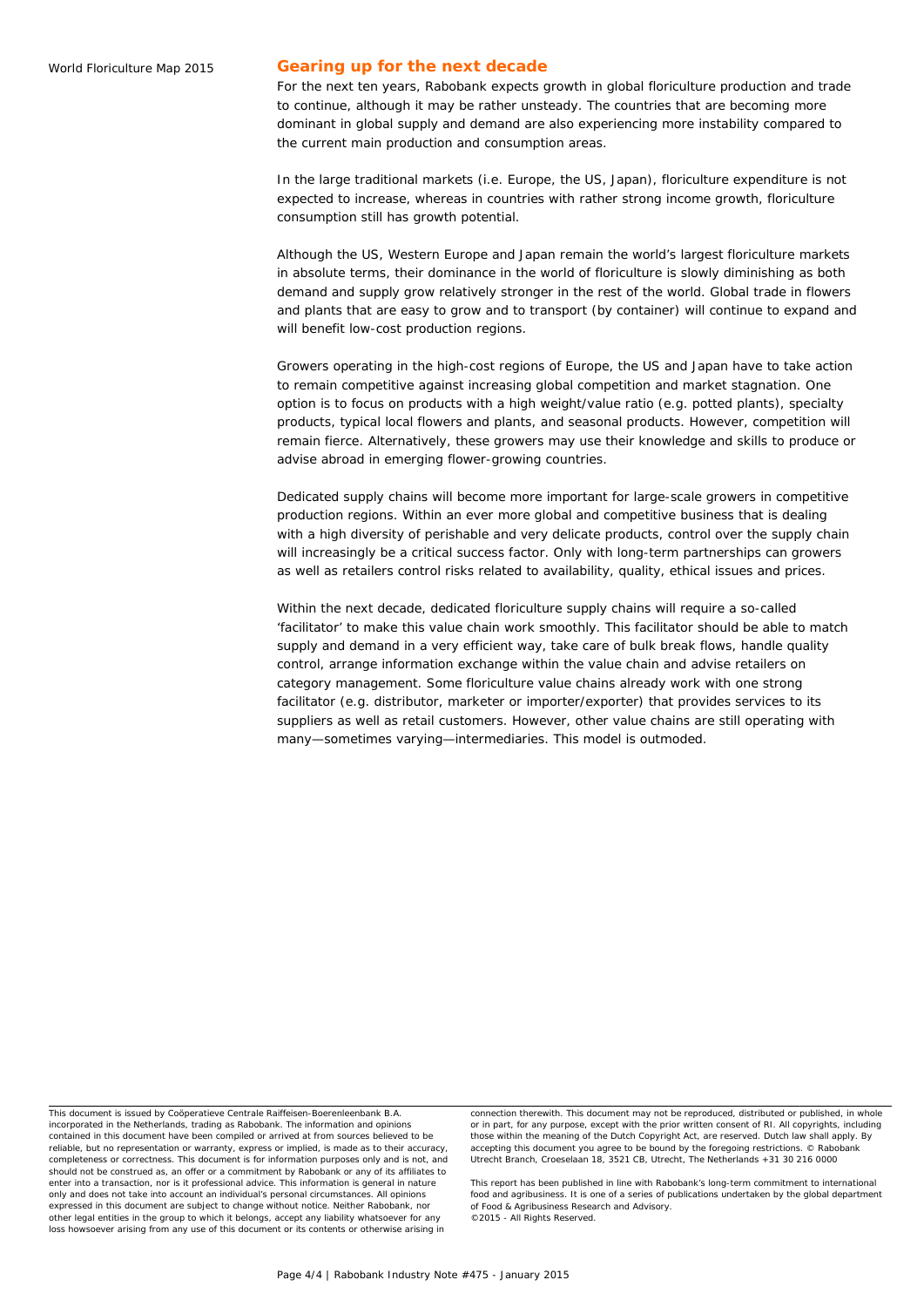## Gearing up for the next decade

For the next ten years, Rabobank expects growth in global floriculture production and trade to continue, although it may be rather unsteady. The countries that are becoming more dominant in global supply and demand are also experiencing more instability compared to the current main production and consumption areas.

In the large traditional markets (i.e. Europe, the US, Japan), floriculture expenditure is not expected to increase, whereas in countries with rather strong income growth, floriculture consumption still has growth potential.

Although the US, Western Europe and Japan remain the world's largest floriculture markets in absolute terms, their dominance in the world of floriculture is slowly diminishing as both demand and supply grow relatively stronger in the rest of the world. Global trade in flowers and plants that are easy to grow and to transport (by container) will continue to expand and will benefit low-cost production regions.

Growers operating in the high-cost regions of Europe, the US and Japan have to take action to remain competitive against increasing global competition and market stagnation. One option is to focus on products with a high weight/value ratio (e.g. potted plants), specialty products, typical local flowers and plants, and seasonal products. However, competition will remain fierce. Alternatively, these growers may use their knowledge and skills to produce or advise abroad in emerging flower-growing countries.

Dedicated supply chains will become more important for large-scale growers in competitive production regions. Within an ever more global and competitive business that is dealing with a high diversity of perishable and very delicate products, control over the supply chain will increasingly be a critical success factor. Only with long-term partnerships can growers as well as retailers control risks related to availability, quality, ethical issues and prices.

Within the next decade, dedicated floriculture supply chains will require a so-called 'facilitator' to make this value chain work smoothly. This facilitator should be able to match supply and demand in a very efficient way, take care of bulk break flows, handle quality control, arrange information exchange within the value chain and advise retailers on category management. Some floriculture value chains already work with one strong facilitator (e.g. distributor, marketer or importer/exporter) that provides services to its suppliers as well as retail customers. However, other value chains are still operating with many—sometimes varying—intermediaries. This model is outmoded.

---

This document is issued by Coöperatieve Centrale Raiffeisen-Boerenleenbank B.A. incorporated in the Netherlands, trading as Rabobank. The information and opinions contained in this document have been compiled or arrived at from sources believed to be reliable, but no representation or warranty, express or implied, is made as to their accuracy, completeness or correctness. This document is for information purposes only and is not, and should not be construed as, an offer or a commitment by Rabobank or any of its affiliates to enter into a transaction, nor is it professional advice. This information is general in nature only and does not take into account an individual's personal circumstances. All opinions expressed in this document are subject to change without notice. Neither Rabobank, nor other legal entities in the group to which it belongs, accept any liability whatsoever for any loss howsoever arising from any use of this document or its contents or otherwise arising in connection therewith. This document may not be reproduced, distributed or published, in whole or in part, for any purpose, except with the prior written consent of RI. All copyrights, including those within the meaning of the Dutch Copyright Act, are reserved. Dutch law shall apply. By accepting this document you agree to be bound by the foregoing restrictions. © Rabobank Utrecht Branch, Croeselaan 18, 3521 CB, Utrecht, The Netherlands +31 30 216 0000

This report has been published in line with Rabobank's long-term commitment to international food and agribusiness. It is one of a series of publications undertaken by the global department of Food & Agribusiness Research and Advisory.
©2015 - All Rights Reserved.